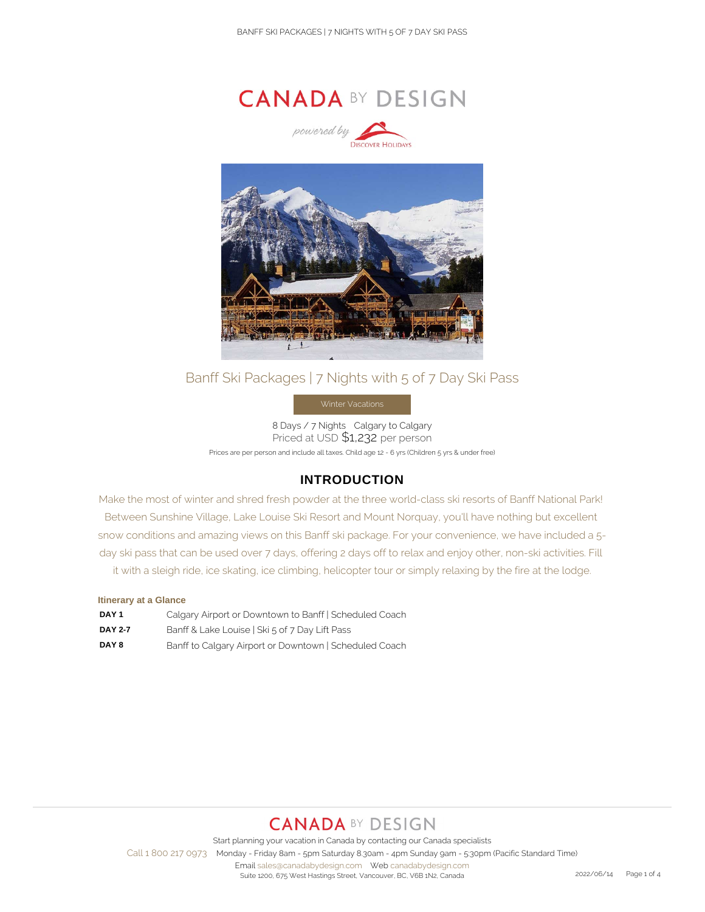# CANADA BY DESIGN

powered by Discover Holidays

## Banff Ski Packages | 7 Nights with 5 of 7 Day Ski Pass

Winter Vacations

8 Days / 7 Nights   Calgary to Calgary
Priced at USD $1,232 per person

Prices are per person and include all taxes. Child age 12 - 6 yrs (Children 5 yrs & under free)

## INTRODUCTION

Make the most of winter and shred fresh powder at the three world-class ski resorts of Banff National Park! Between Sunshine Village, Lake Louise Ski Resort and Mount Norquay, you'll have nothing but excellent snow conditions and amazing views on this Banff ski package. For your convenience, we have included a 5-day ski pass that can be used over 7 days, offering 2 days off to relax and enjoy other, non-ski activities. Fill it with a sleigh ride, ice skating, ice climbing, helicopter tour or simply relaxing by the fire at the lodge.

### Itinerary at a Glance

| | |
|---|---|
| **DAY 1** | Calgary Airport or Downtown to Banff \| Scheduled Coach |
| **DAY 2-7** | Banff & Lake Louise \| Ski 5 of 7 Day Lift Pass |
| **DAY 8** | Banff to Calgary Airport or Downtown \| Scheduled Coach |

CANADA BY DESIGN

Start planning your vacation in Canada by contacting our Canada specialists

Call 1 800 217 0973   Monday - Friday 8am - 5pm Saturday 8.30am - 4pm Sunday 9am - 5:30pm (Pacific Standard Time)

Email sales@canadabydesign.com   Web canadabydesign.com

Suite 1200, 675 West Hastings Street, Vancouver, BC, V6B 1N2, Canada

2022/06/14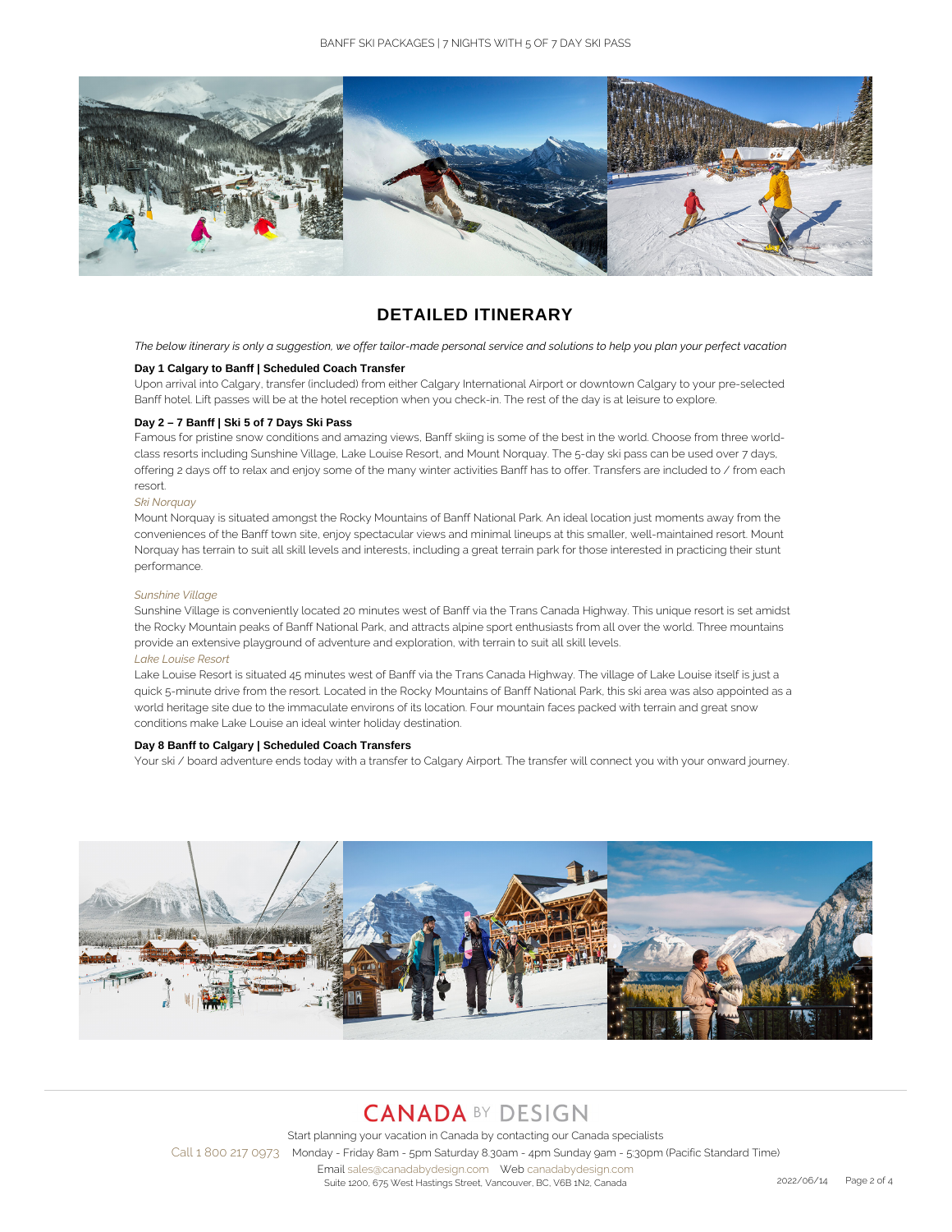## DETAILED ITINERARY

*The below itinerary is only a suggestion, we offer tailor-made personal service and solutions to help you plan your perfect vacation*

**Day 1 Calgary to Banff | Scheduled Coach Transfer**

Upon arrival into Calgary, transfer (included) from either Calgary International Airport or downtown Calgary to your pre-selected Banff hotel. Lift passes will be at the hotel reception when you check-in. The rest of the day is at leisure to explore.

**Day 2 – 7 Banff | Ski 5 of 7 Days Ski Pass**

Famous for pristine snow conditions and amazing views, Banff skiing is some of the best in the world. Choose from three world-class resorts including Sunshine Village, Lake Louise Resort, and Mount Norquay. The 5-day ski pass can be used over 7 days, offering 2 days off to relax and enjoy some of the many winter activities Banff has to offer. Transfers are included to / from each resort.

*Ski Norquay*

Mount Norquay is situated amongst the Rocky Mountains of Banff National Park. An ideal location just moments away from the conveniences of the Banff town site, enjoy spectacular views and minimal lineups at this smaller, well-maintained resort. Mount Norquay has terrain to suit all skill levels and interests, including a great terrain park for those interested in practicing their stunt performance.

*Sunshine Village*

Sunshine Village is conveniently located 20 minutes west of Banff via the Trans Canada Highway. This unique resort is set amidst the Rocky Mountain peaks of Banff National Park, and attracts alpine sport enthusiasts from all over the world. Three mountains provide an extensive playground of adventure and exploration, with terrain to suit all skill levels.

*Lake Louise Resort*

Lake Louise Resort is situated 45 minutes west of Banff via the Trans Canada Highway. The village of Lake Louise itself is just a quick 5-minute drive from the resort. Located in the Rocky Mountains of Banff National Park, this ski area was also appointed as a world heritage site due to the immaculate environs of its location. Four mountain faces packed with terrain and great snow conditions make Lake Louise an ideal winter holiday destination.

**Day 8 Banff to Calgary | Scheduled Coach Transfers**

Your ski / board adventure ends today with a transfer to Calgary Airport. The transfer will connect you with your onward journey.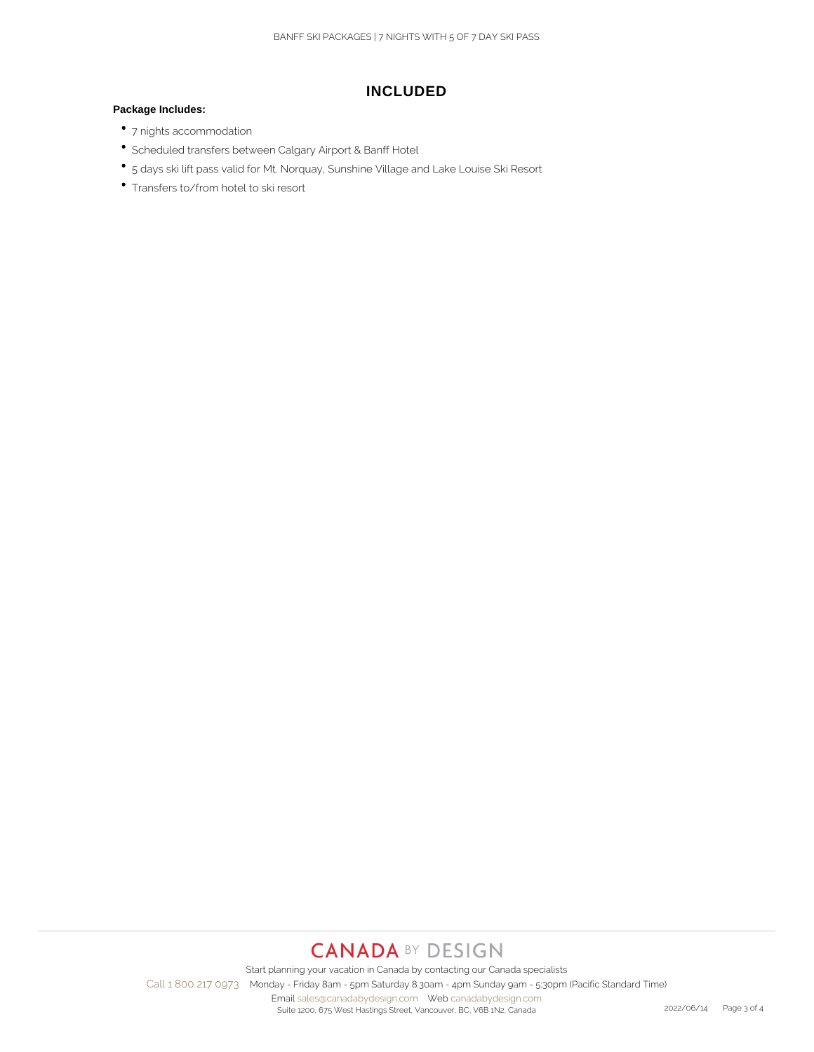## INCLUDED

**Package Includes:**

- 7 nights accommodation
- Scheduled transfers between Calgary Airport & Banff Hotel
- 5 days ski lift pass valid for Mt. Norquay, Sunshine Village and Lake Louise Ski Resort
- Transfers to/from hotel to ski resort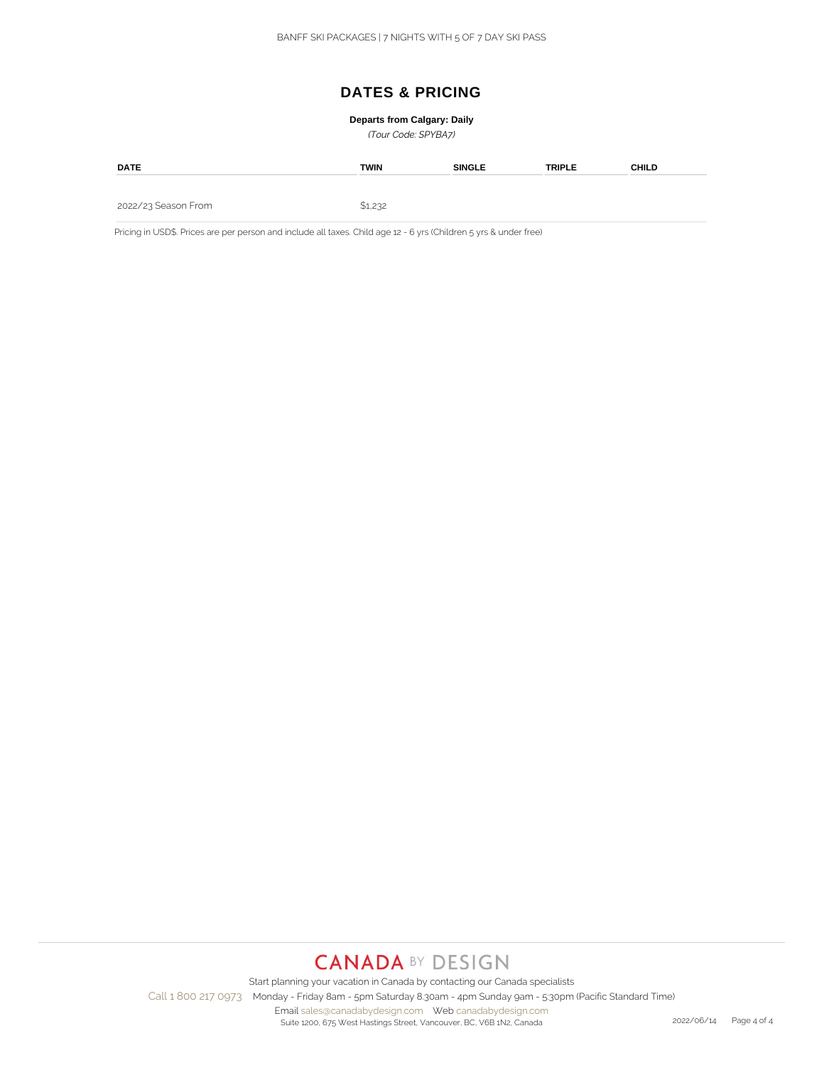## DATES & PRICING

**Departs from Calgary: Daily**

*(Tour Code: SPYBA7)*

| DATE | TWIN | SINGLE | TRIPLE | CHILD |
|---|---|---|---|---|
| 2022/23 Season From | $1,232 | | | |

Pricing in USD$. Prices are per person and include all taxes. Child age 12 - 6 yrs (Children 5 yrs & under free)

CANADA BY DESIGN

Start planning your vacation in Canada by contacting our Canada specialists

Call 1 800 217 0973 Monday - Friday 8am - 5pm Saturday 8.30am - 4pm Sunday 9am - 5:30pm (Pacific Standard Time)

Email sales@canadabydesign.com Web canadabydesign.com

Suite 1200, 675 West Hastings Street, Vancouver, BC, V6B 1N2, Canada

2022/06/14